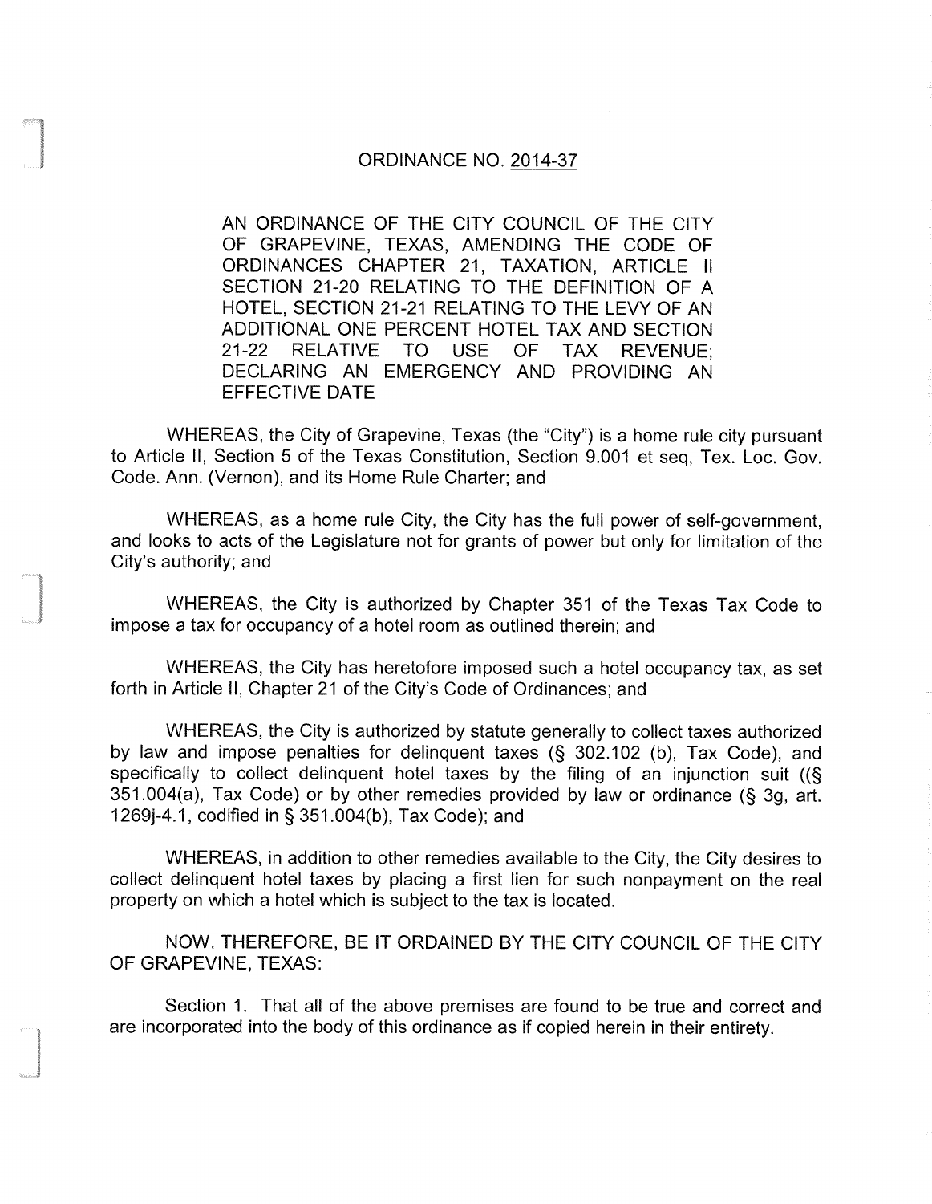# ORDINANCE NO. 2014-37

AN ORDINANCE OF THE CITY COUNCIL OF THE CITY OF GRAPEVINE, TEXAS, AMENDING THE CODE OF ORDINANCES CHAPTER 21, TAXATION, ARTICLE II SECTION 21-20 RELATING TO THE DEFINITION OF A HOTEL, SECTION 21-21 RELATING TO THE LEVY OF AN ADDITIONAL ONE PERCENT HOTEL TAX AND SECTION 21-22 RELATIVE TO USE OF TAX REVENUE; DECLARING AN EMERGENCY AND PROVIDING AN EFFECTIVE DATE

WHEREAS, the City of Grapevine, Texas (the "City") is a home rule city pursuant to Article II, Section 5 of the Texas Constitution, Section 9.001 et seq, Tex. Loc. Gov. Code. Ann. (Vernon), and its Home Rule Charter; and

WHEREAS, as a home rule City, the City has the full power of self-government, and looks to acts of the Legislature not for grants of power but only for limitation of the City's authority; and

WHEREAS, the City is authorized by Chapter 351 of the Texas Tax Code to impose a tax for occupancy of a hotel room as outlined therein; and

WHEREAS, the City has heretofore imposed such a hotel occupancy tax, as set forth in Article II, Chapter 21 of the City's Code of Ordinances; and

WHEREAS, the City is authorized by statute generally to collect taxes authorized by law and impose penalties for delinquent taxes (§ 302.102 (b), Tax Code), and specifically to collect delinquent hotel taxes by the filing of an injunction suit ((§ 351.004(a), Tax Code) or by other remedies provided by law or ordinance (§ 3g, art. 1269j-4.1, codified in § 351.004(b), Tax Code); and

WHEREAS, in addition to other remedies available to the City, the City desires to collect delinquent hotel taxes by placing a first lien for such nonpayment on the real property on which a hotel which is subject to the tax is located.

NOW, THEREFORE, BE IT ORDAINED BY THE CITY COUNCIL OF THE CITY OF GRAPEVINE, TEXAS:

Section 1. That all of the above premises are found to be true and correct and are incorporated into the body of this ordinance as if copied herein in their entirety.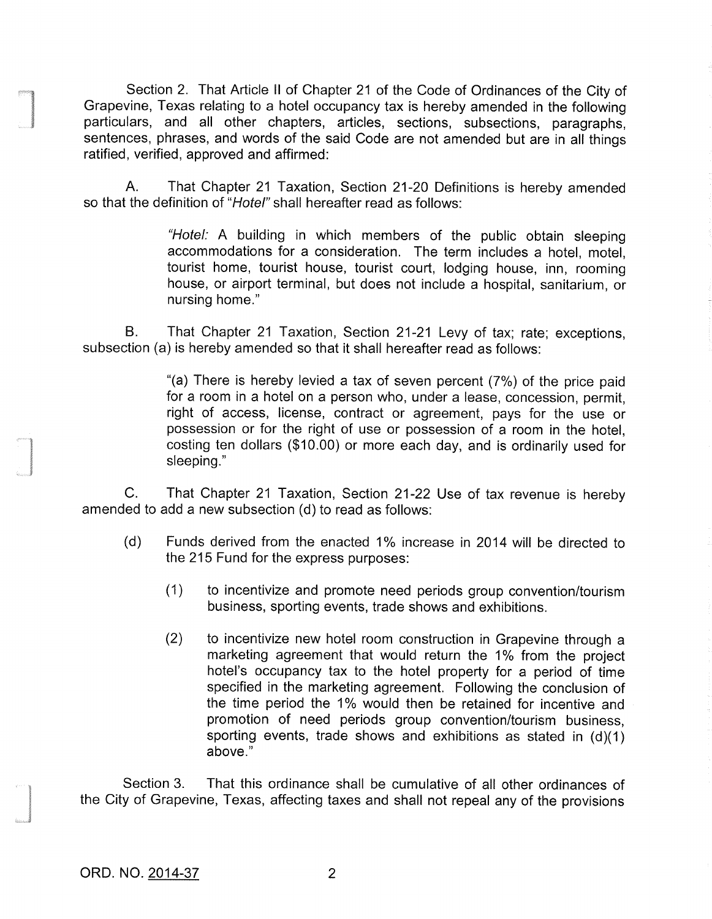Section 2. That Article II of Chapter 21 of the Code of Ordinances of the City of Grapevine, Texas relating to a hotel occupancy tax is hereby amended in the following particulars, and all other chapters, articles, sections, subsections, paragraphs, sentences, phrases, and words of the said Code are not amended but are in all things ratified, verified, approved and affirmed:

A. That Chapter 21 Taxation, Section 21-20 Definitions is hereby amended so that the definition of "*Hotel*" shall hereafter read as follows:

> "*Hotel:* A building in which members of the public obtain sleeping accommodations for a consideration. The term includes a hotel, motel, tourist home, tourist house, tourist court, lodging house, inn, rooming house, or airport terminal, but does not include a hospital, sanitarium, or nursing home."

B. That Chapter 21 Taxation, Section 21-21 Levy of tax; rate; exceptions, subsection (a) is hereby amended so that it shall hereafter read as follows:

> "(a) There is hereby levied a tax of seven percent (7%) of the price paid for a room in a hotel on a person who, under a lease, concession, permit, right of access, license, contract or agreement, pays for the use or possession or for the right of use or possession of a room in the hotel, costing ten dollars ($10.00) or more each day, and is ordinarily used for sleeping."

C. That Chapter 21 Taxation, Section 21-22 Use of tax revenue is hereby amended to add a new subsection (d) to read as follows:

> (d) Funds derived from the enacted 1% increase in 2014 will be directed to the 215 Fund for the express purposes:
>
> (1) to incentivize and promote need periods group convention/tourism business, sporting events, trade shows and exhibitions.
>
> (2) to incentivize new hotel room construction in Grapevine through a marketing agreement that would return the 1% from the project hotel's occupancy tax to the hotel property for a period of time specified in the marketing agreement. Following the conclusion of the time period the 1% would then be retained for incentive and promotion of need periods group convention/tourism business, sporting events, trade shows and exhibitions as stated in (d)(1) above."

Section 3. That this ordinance shall be cumulative of all other ordinances of the City of Grapevine, Texas, affecting taxes and shall not repeal any of the provisions

ORD. NO. 2014-37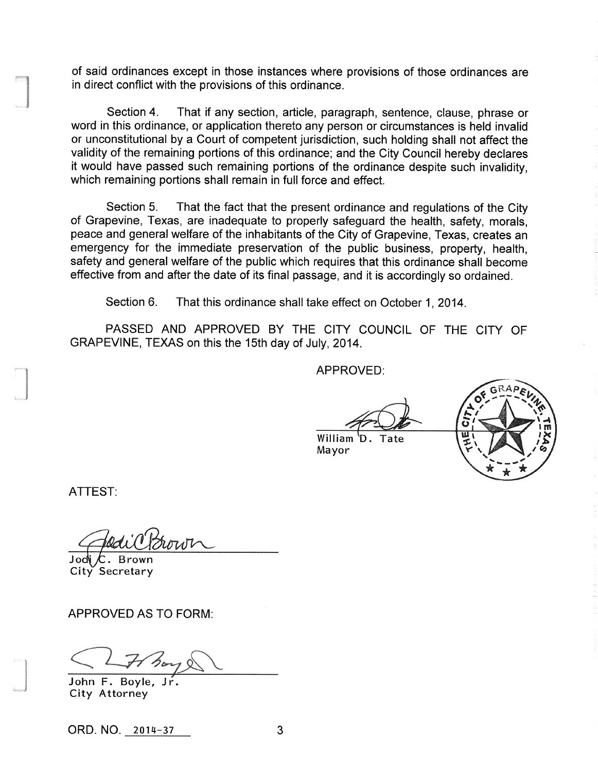of said ordinances except in those instances where provisions of those ordinances are in direct conflict with the provisions of this ordinance.

Section 4. That if any section, article, paragraph, sentence, clause, phrase or word in this ordinance, or application thereto any person or circumstances is held invalid or unconstitutional by a Court of competent jurisdiction, such holding shall not affect the validity of the remaining portions of this ordinance; and the City Council hereby declares it would have passed such remaining portions of the ordinance despite such invalidity, which remaining portions shall remain in full force and effect.

Section 5. That the fact that the present ordinance and regulations of the City of Grapevine, Texas, are inadequate to properly safeguard the health, safety, morals, peace and general welfare of the inhabitants of the City of Grapevine, Texas, creates an emergency for the immediate preservation of the public business, property, health, safety and general welfare of the public which requires that this ordinance shall become effective from and after the date of its final passage, and it is accordingly so ordained.

Section 6. That this ordinance shall take effect on October 1, 2014.

PASSED AND APPROVED BY THE CITY COUNCIL OF THE CITY OF GRAPEVINE, TEXAS on this the 15th day of July, 2014.

APPROVED:

William D. Tate
Mayor

THE CITY OF GRAPEVINE, TEXAS

ATTEST:

Jodi C. Brown
City Secretary

APPROVED AS TO FORM:

John F. Boyle, Jr.
City Attorney

ORD. NO. 2014-37